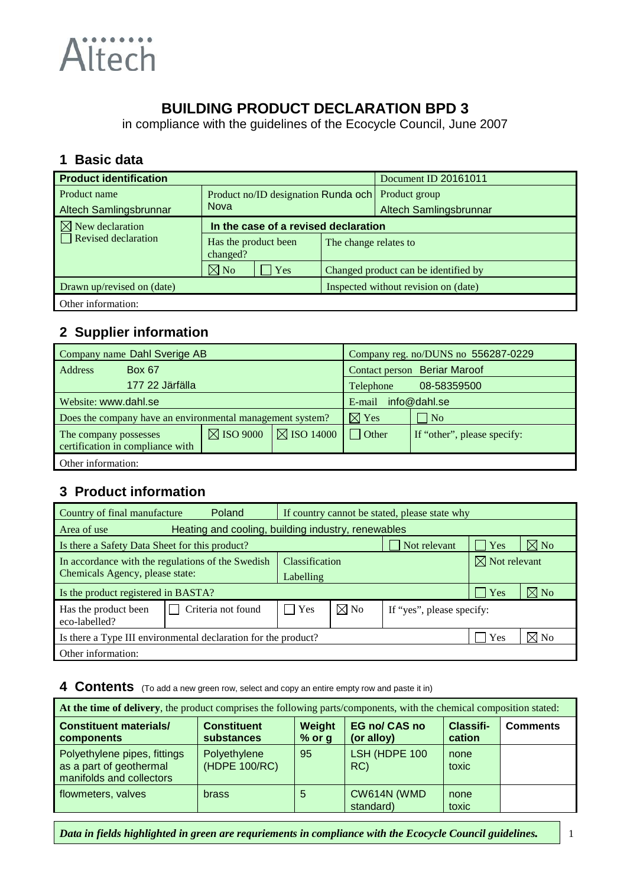Altech

# BUILDING PRODUCT DECLARATION BPD 3

in compliance with the guidelines of the Ecocycle Council, June 2007

## 1 Basic data

| **Product identification** | | | Document ID 20161011 |
|---|---|---|---|
| Product name<br>Altech Samlingsbrunnar | Product no/ID designation Runda och Nova | | Product group<br>Altech Samlingsbrunnar |
| ☒ New declaration<br>☐ Revised declaration | **In the case of a revised declaration** | | |
| | Has the product been changed? | The change relates to | |
| | ☒ No ☐ Yes | Changed product can be identified by | |
| Drawn up/revised on (date) | | Inspected without revision on (date) | |
| Other information: | | | |

## 2 Supplier information

| Company name Dahl Sverige AB | | | Company reg. no/DUNS no 556287-0229 | |
|---|---|---|---|---|
| Address Box 67<br>177 22 Järfälla | | | Contact person Beriar Maroof | |
| | | | Telephone 08-58359500 | |
| Website: www.dahl.se | | | E-mail info@dahl.se | |
| Does the company have an environmental management system? | | | ☒ Yes | ☐ No |
| The company possesses certification in compliance with | ☒ ISO 9000 | ☒ ISO 14000 | ☐ Other | If "other", please specify: |
| Other information: | | | | |

## 3 Product information

| Country of final manufacture Poland | | If country cannot be stated, please state why | | | | |
|---|---|---|---|---|---|---|
| Area of use Heating and cooling, building industry, renewables | | | | | | |
| Is there a Safety Data Sheet for this product? | | | | ☐ Not relevant | ☐ Yes | ☒ No |
| In accordance with the regulations of the Swedish Chemicals Agency, please state: | | Classification<br>Labelling | | | ☒ Not relevant | |
| Is the product registered in BASTA? | | | | | ☐ Yes | ☒ No |
| Has the product been eco-labelled? | ☐ Criteria not found | ☐ Yes | ☒ No | If "yes", please specify: | | |
| Is there a Type III environmental declaration for the product? | | | | | ☐ Yes | ☒ No |
| Other information: | | | | | | |

## 4 Contents (To add a new green row, select and copy an entire empty row and paste it in)

**At the time of delivery**, the product comprises the following parts/components, with the chemical composition stated:

| **Constituent materials/ components** | **Constituent substances** | **Weight % or g** | **EG no/ CAS no (or alloy)** | **Classifi-cation** | **Comments** |
|---|---|---|---|---|---|
| Polyethylene pipes, fittings as a part of geothermal manifolds and collectors | Polyethylene (HDPE 100/RC) | 95 | LSH (HDPE 100 RC) | none toxic | |
| flowmeters, valves | brass | 5 | CW614N (WMD standard) | none toxic | |

***Data in fields highlighted in green are requriements in compliance with the Ecocycle Council guidelines.***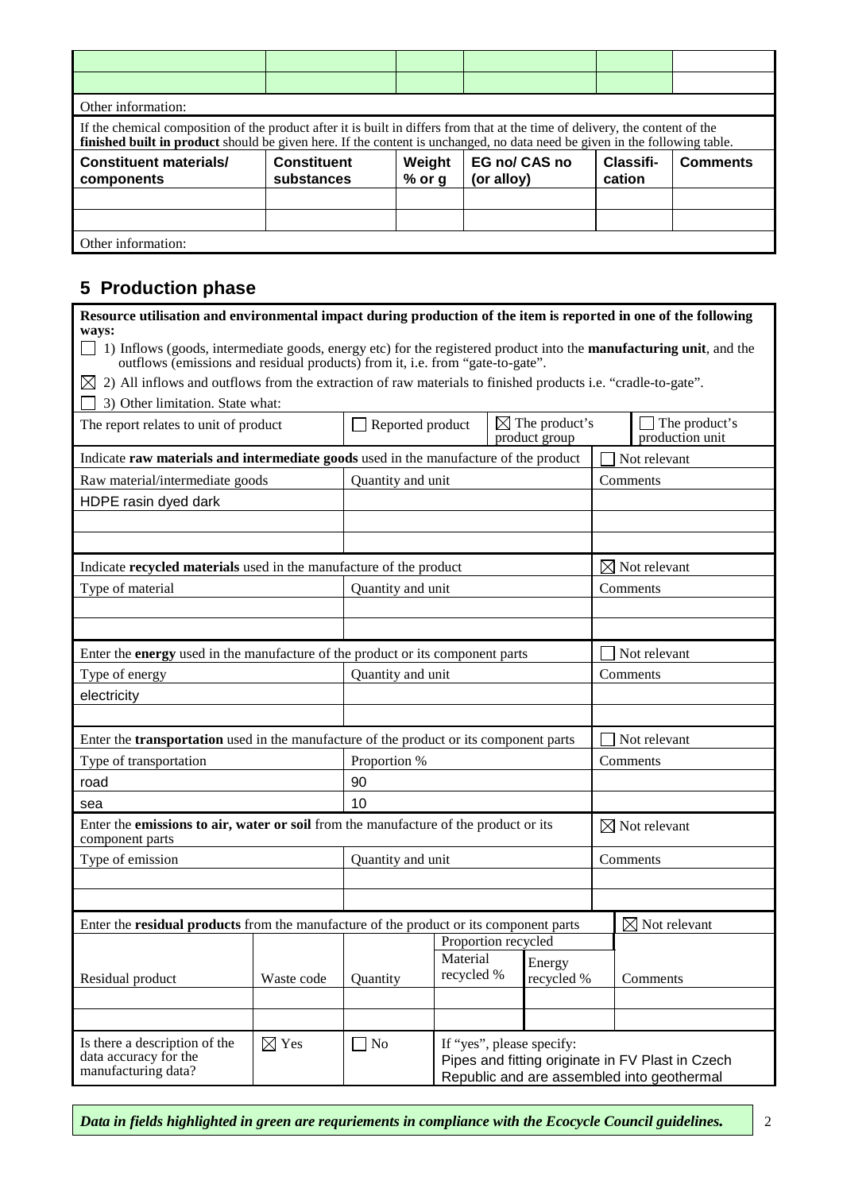| | | | | | |
|---|---|---|---|---|---|
| | | | | | |
| | | | | | |

Other information:

If the chemical composition of the product after it is built in differs from that at the time of delivery, the content of the **finished built in product** should be given here. If the content is unchanged, no data need be given in the following table.

| Constituent materials/ components | Constituent substances | Weight % or g | EG no/ CAS no (or alloy) | Classifi-cation | Comments |
|---|---|---|---|---|---|
| | | | | | |
| | | | | | |

Other information:

## 5 Production phase

**Resource utilisation and environmental impact during production of the item is reported in one of the following ways:**

☐ 1) Inflows (goods, intermediate goods, energy etc) for the registered product into the **manufacturing unit**, and the outflows (emissions and residual products) from it, i.e. from "gate-to-gate".

☒ 2) All inflows and outflows from the extraction of raw materials to finished products i.e. "cradle-to-gate".

☐ 3) Other limitation. State what:

| The report relates to unit of product | ☐ Reported product | ☒ The product's product group | ☐ The product's production unit |
|---|---|---|---|

| Indicate **raw materials and intermediate goods** used in the manufacture of the product | | ☐ Not relevant |
|---|---|---|
| Raw material/intermediate goods | Quantity and unit | Comments |
| HDPE rasin dyed dark | | |
| | | |
| | | |

| Indicate **recycled materials** used in the manufacture of the product | | ☒ Not relevant |
|---|---|---|
| Type of material | Quantity and unit | Comments |
| | | |
| | | |

| Enter the **energy** used in the manufacture of the product or its component parts | | ☐ Not relevant |
|---|---|---|
| Type of energy | Quantity and unit | Comments |
| electricity | | |
| | | |

| Enter the **transportation** used in the manufacture of the product or its component parts | | ☐ Not relevant |
|---|---|---|
| Type of transportation | Proportion % | Comments |
| road | 90 | |
| sea | 10 | |

| Enter the **emissions to air, water or soil** from the manufacture of the product or its component parts | | ☒ Not relevant |
|---|---|---|
| Type of emission | Quantity and unit | Comments |
| | | |
| | | |

| Enter the **residual products** from the manufacture of the product or its component parts | | | | | ☒ Not relevant |
|---|---|---|---|---|---|
| | | | Proportion recycled | | |
| Residual product | Waste code | Quantity | Material recycled % | Energy recycled % | Comments |
| | | | | | |
| | | | | | |

| Is there a description of the data accuracy for the manufacturing data? | ☒ Yes | ☐ No | If "yes", please specify: Pipes and fitting originate in FV Plast in Czech Republic and are assembled into geothermal |
|---|---|---|---|

*Data in fields highlighted in green are requriements in compliance with the Ecocycle Council guidelines.*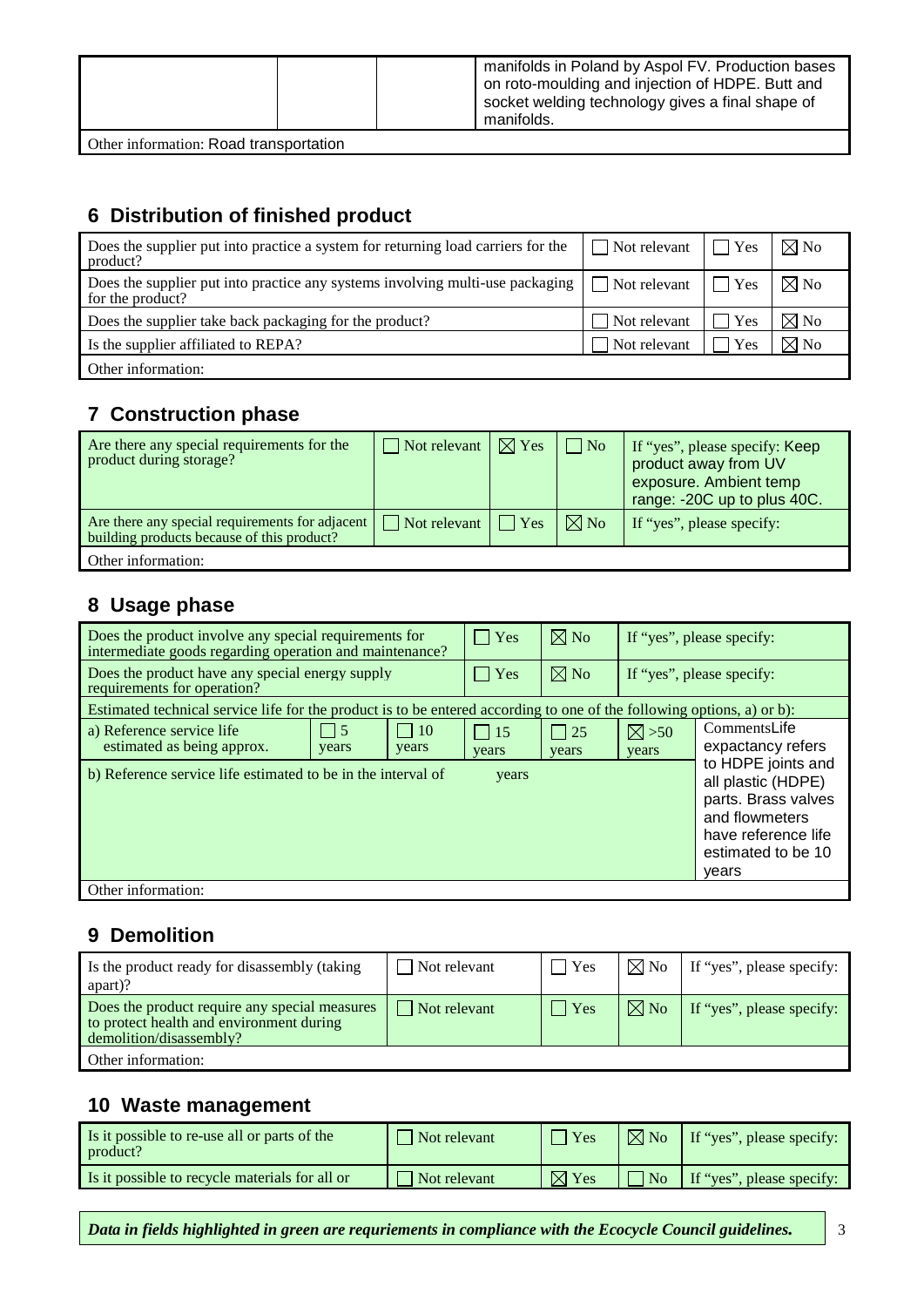| | | | manifolds in Poland by Aspol FV. Production bases on roto-moulding and injection of HDPE. Butt and socket welding technology gives a final shape of manifolds. |
|---|---|---|---|
| Other information: Road transportation | | | |

## 6 Distribution of finished product

| | | | |
|---|---|---|---|
| Does the supplier put into practice a system for returning load carriers for the product? | ☐ Not relevant | ☐ Yes | ☒ No |
| Does the supplier put into practice any systems involving multi-use packaging for the product? | ☐ Not relevant | ☐ Yes | ☒ No |
| Does the supplier take back packaging for the product? | ☐ Not relevant | ☐ Yes | ☒ No |
| Is the supplier affiliated to REPA? | ☐ Not relevant | ☐ Yes | ☒ No |
| Other information: | | | |

## 7 Construction phase

| | | | | |
|---|---|---|---|---|
| Are there any special requirements for the product during storage? | ☐ Not relevant | ☒ Yes | ☐ No | If "yes", please specify: Keep product away from UV exposure. Ambient temp range: -20C up to plus 40C. |
| Are there any special requirements for adjacent building products because of this product? | ☐ Not relevant | ☐ Yes | ☒ No | If "yes", please specify: |
| Other information: | | | | |

## 8 Usage phase

| | | | | | | |
|---|---|---|---|---|---|---|
| Does the product involve any special requirements for intermediate goods regarding operation and maintenance? | | | ☐ Yes | ☒ No | If "yes", please specify: | |
| Does the product have any special energy supply requirements for operation? | | | ☐ Yes | ☒ No | If "yes", please specify: | |
| Estimated technical service life for the product is to be entered according to one of the following options, a) or b): | | | | | | |
| a) Reference service life estimated as being approx. | ☐ 5 years | ☐ 10 years | ☐ 15 years | ☐ 25 years | ☒ >50 years | CommentsLife expectancy refers to HDPE joints and all plastic (HDPE) parts. Brass valves and flowmeters have reference life estimated to be 10 years |
| b) Reference service life estimated to be in the interval of | | | years | | | |
| Other information: | | | | | | |

## 9 Demolition

| | | | | |
|---|---|---|---|---|
| Is the product ready for disassembly (taking apart)? | ☐ Not relevant | ☐ Yes | ☒ No | If "yes", please specify: |
| Does the product require any special measures to protect health and environment during demolition/disassembly? | ☐ Not relevant | ☐ Yes | ☒ No | If "yes", please specify: |
| Other information: | | | | |

## 10 Waste management

| | | | | |
|---|---|---|---|---|
| Is it possible to re-use all or parts of the product? | ☐ Not relevant | ☐ Yes | ☒ No | If "yes", please specify: |
| Is it possible to recycle materials for all or | ☐ Not relevant | ☒ Yes | ☐ No | If "yes", please specify: |

***Data in fields highlighted in green are requriements in compliance with the Ecocycle Council guidelines.***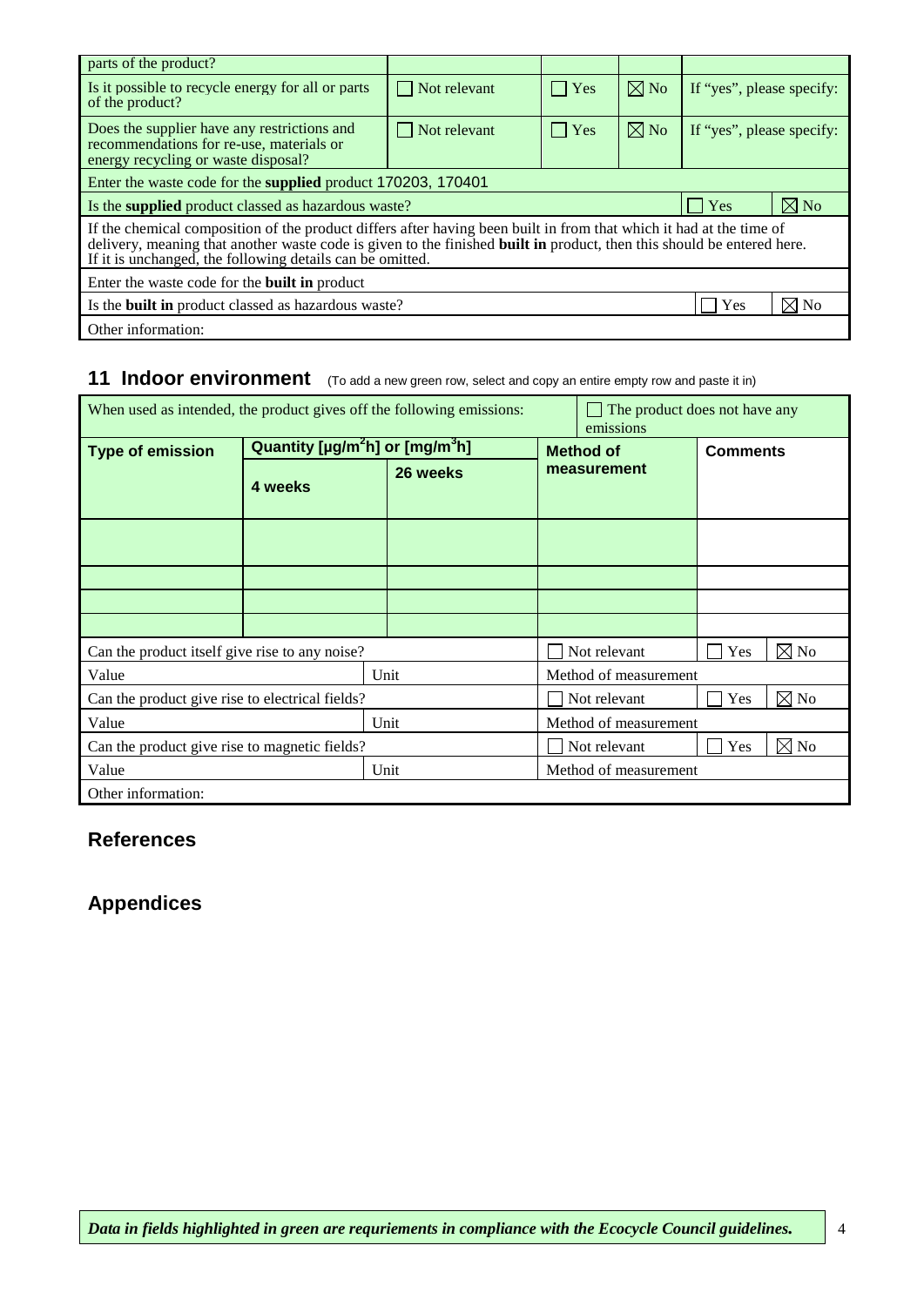| | | | | |
|---|---|---|---|---|
| parts of the product? | | | | |
| Is it possible to recycle energy for all or parts of the product? | ☐ Not relevant | ☐ Yes | ☒ No | If "yes", please specify: |
| Does the supplier have any restrictions and recommendations for re-use, materials or energy recycling or waste disposal? | ☐ Not relevant | ☐ Yes | ☒ No | If "yes", please specify: |
| Enter the waste code for the **supplied** product 170203, 170401 | | | | |
| Is the **supplied** product classed as hazardous waste? | | | ☐ Yes | ☒ No |
| If the chemical composition of the product differs after having been built in from that which it had at the time of delivery, meaning that another waste code is given to the finished **built in** product, then this should be entered here. If it is unchanged, the following details can be omitted. | | | | |
| Enter the waste code for the **built in** product | | | | |
| Is the **built in** product classed as hazardous waste? | | | ☐ Yes | ☒ No |
| Other information: | | | | |

## 11 Indoor environment (To add a new green row, select and copy an entire empty row and paste it in)

| When used as intended, the product gives off the following emissions: | | | ☐ The product does not have any emissions | |
|---|---|---|---|---|
| **Type of emission** | **Quantity [µg/m²h] or [mg/m³h]** | | **Method of measurement** | **Comments** |
| | **4 weeks** | **26 weeks** | | |
| | | | | |
| | | | | |
| | | | | |
| | | | | |

| | | | | |
|---|---|---|---|---|
| Can the product itself give rise to any noise? | | ☐ Not relevant | ☐ Yes | ☒ No |
| Value | Unit | Method of measurement | | |
| Can the product give rise to electrical fields? | | ☐ Not relevant | ☐ Yes | ☒ No |
| Value | Unit | Method of measurement | | |
| Can the product give rise to magnetic fields? | | ☐ Not relevant | ☐ Yes | ☒ No |
| Value | Unit | Method of measurement | | |
| Other information: | | | | |

## References

## Appendices

***Data in fields highlighted in green are requriements in compliance with the Ecocycle Council guidelines.***